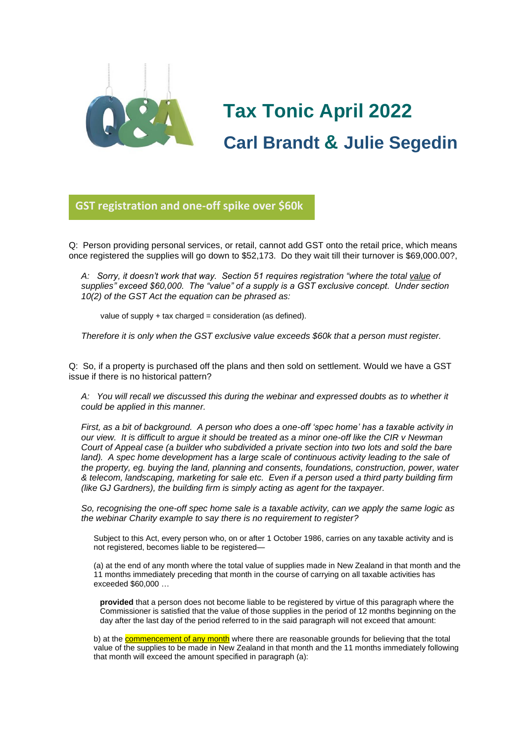# Tax Tonic April 2022

## Carl Brandt & Julie Segedin

### GST registration and one-off spike over $60k

Q: Person providing personal services, or retail, cannot add GST onto the retail price, which means once registered the supplies will go down to $52,173. Do they wait till their turnover is $69,000.00?,

> *A: Sorry, it doesn't work that way. Section 51 requires registration "where the total value of supplies" exceed $60,000. The "value" of a supply is a GST exclusive concept. Under section 10(2) of the GST Act the equation can be phrased as:*
>
> value of supply + tax charged = consideration (as defined).
>
> *Therefore it is only when the GST exclusive value exceeds $60k that a person must register.*

Q: So, if a property is purchased off the plans and then sold on settlement. Would we have a GST issue if there is no historical pattern?

> *A: You will recall we discussed this during the webinar and expressed doubts as to whether it could be applied in this manner.*
>
> *First, as a bit of background. A person who does a one-off 'spec home' has a taxable activity in our view. It is difficult to argue it should be treated as a minor one-off like the CIR v Newman Court of Appeal case (a builder who subdivided a private section into two lots and sold the bare land). A spec home development has a large scale of continuous activity leading to the sale of the property, eg. buying the land, planning and consents, foundations, construction, power, water & telecom, landscaping, marketing for sale etc. Even if a person used a third party building firm (like GJ Gardners), the building firm is simply acting as agent for the taxpayer.*
>
> *So, recognising the one-off spec home sale is a taxable activity, can we apply the same logic as the webinar Charity example to say there is no requirement to register?*
>
> Subject to this Act, every person who, on or after 1 October 1986, carries on any taxable activity and is not registered, becomes liable to be registered—
>
> (a) at the end of any month where the total value of supplies made in New Zealand in that month and the 11 months immediately preceding that month in the course of carrying on all taxable activities has exceeded $60,000 …
>
> > **provided** that a person does not become liable to be registered by virtue of this paragraph where the Commissioner is satisfied that the value of those supplies in the period of 12 months beginning on the day after the last day of the period referred to in the said paragraph will not exceed that amount:
>
> b) at the commencement of any month where there are reasonable grounds for believing that the total value of the supplies to be made in New Zealand in that month and the 11 months immediately following that month will exceed the amount specified in paragraph (a):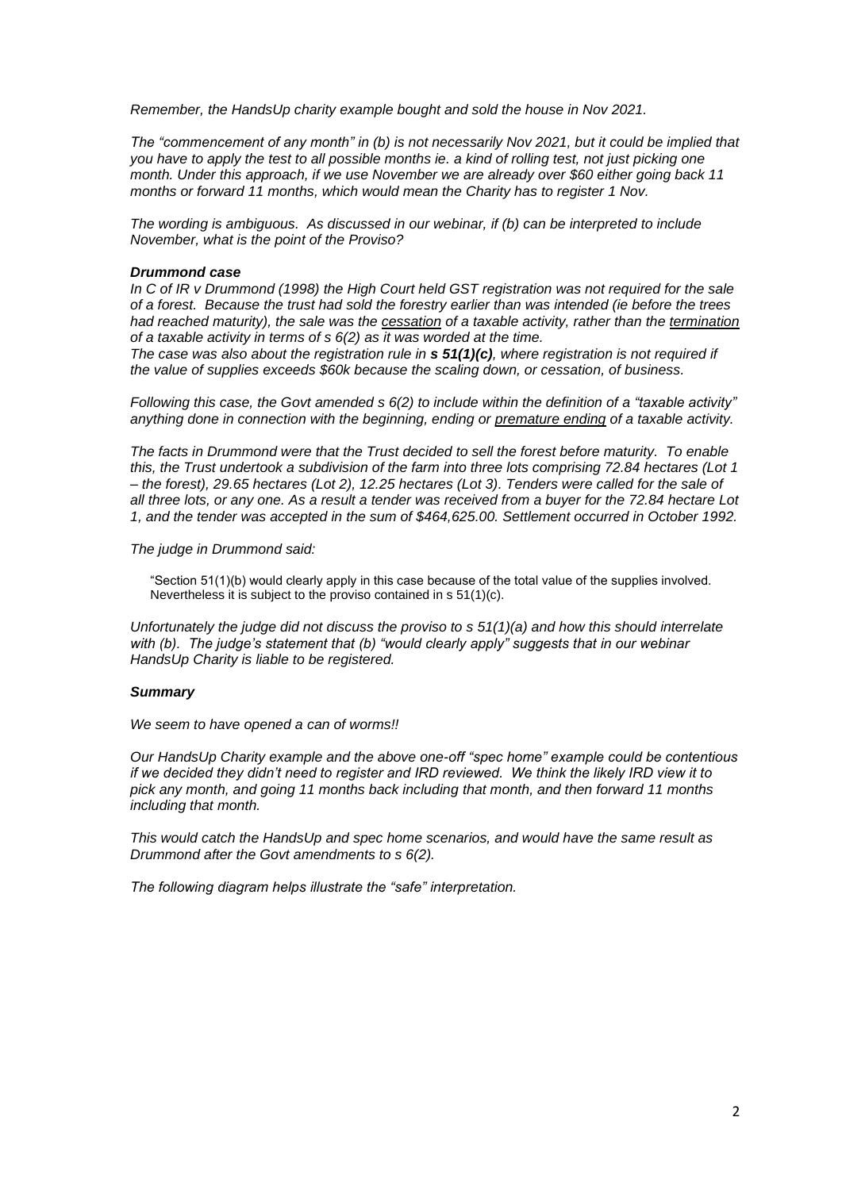*Remember, the HandsUp charity example bought and sold the house in Nov 2021.*

*The "commencement of any month" in (b) is not necessarily Nov 2021, but it could be implied that you have to apply the test to all possible months ie. a kind of rolling test, not just picking one month. Under this approach, if we use November we are already over $60 either going back 11 months or forward 11 months, which would mean the Charity has to register 1 Nov.*

*The wording is ambiguous. As discussed in our webinar, if (b) can be interpreted to include November, what is the point of the Proviso?*

***Drummond case***

*In C of IR v Drummond (1998) the High Court held GST registration was not required for the sale of a forest. Because the trust had sold the forestry earlier than was intended (ie before the trees had reached maturity), the sale was the <u>cessation</u> of a taxable activity, rather than the <u>termination</u> of a taxable activity in terms of s 6(2) as it was worded at the time.*

*The case was also about the registration rule in **s 51(1)(c)**, where registration is not required if the value of supplies exceeds $60k because the scaling down, or cessation, of business.*

*Following this case, the Govt amended s 6(2) to include within the definition of a "taxable activity" anything done in connection with the beginning, ending or <u>premature ending</u> of a taxable activity.*

*The facts in Drummond were that the Trust decided to sell the forest before maturity. To enable this, the Trust undertook a subdivision of the farm into three lots comprising 72.84 hectares (Lot 1 – the forest), 29.65 hectares (Lot 2), 12.25 hectares (Lot 3). Tenders were called for the sale of all three lots, or any one. As a result a tender was received from a buyer for the 72.84 hectare Lot 1, and the tender was accepted in the sum of $464,625.00. Settlement occurred in October 1992.*

*The judge in Drummond said:*

> "Section 51(1)(b) would clearly apply in this case because of the total value of the supplies involved. Nevertheless it is subject to the proviso contained in s 51(1)(c).

*Unfortunately the judge did not discuss the proviso to s 51(1)(a) and how this should interrelate with (b). The judge's statement that (b) "would clearly apply" suggests that in our webinar HandsUp Charity is liable to be registered.*

***Summary***

*We seem to have opened a can of worms!!*

*Our HandsUp Charity example and the above one-off "spec home" example could be contentious if we decided they didn't need to register and IRD reviewed. We think the likely IRD view it to pick any month, and going 11 months back including that month, and then forward 11 months including that month.*

*This would catch the HandsUp and spec home scenarios, and would have the same result as Drummond after the Govt amendments to s 6(2).*

*The following diagram helps illustrate the "safe" interpretation.*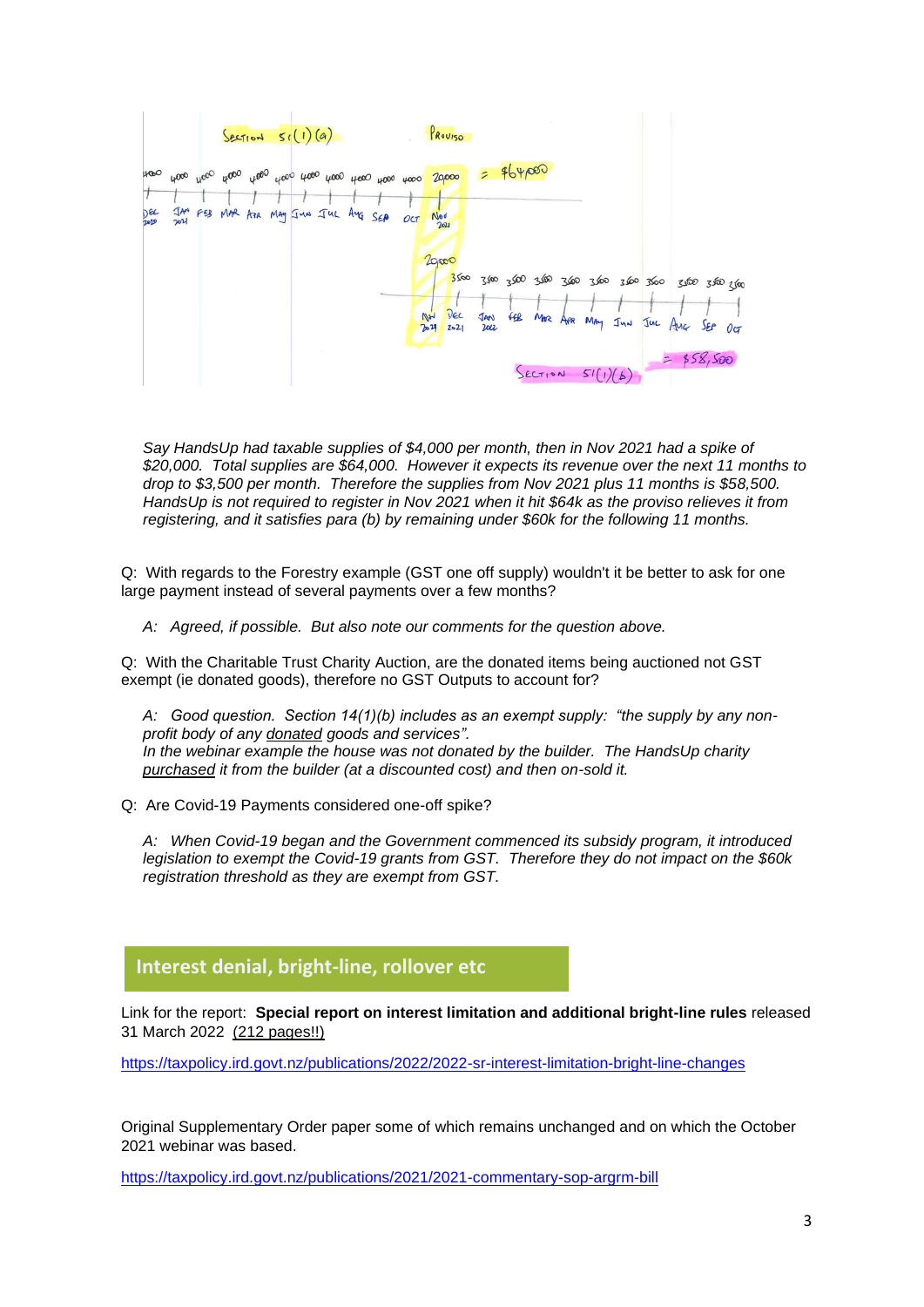Section 51(1)(a) — Proviso

| Dec 2020 | Jan 2021 | Feb | Mar | Apr | May | Jun | Jul | Aug | Sep | Oct | Nov 2021 | |
|---|---|---|---|---|---|---|---|---|---|---|---|---|
| 4000 | 4000 | 4000 | 4000 | 4000 | 4000 | 4000 | 4000 | 4000 | 4000 | 4000 | 20000 | = $64,000 |

| Nov 2021 | Dec 2021 | Jan 2022 | Feb | Mar | Apr | May | Jun | Jul | Aug | Sep | Oct | |
|---|---|---|---|---|---|---|---|---|---|---|---|---|
| 20000 | 3500 | 3500 | 3500 | 3500 | 3500 | 3500 | 3500 | 3500 | 3500 | 3500 | 3500 | = $58,500 |

Section 51(1)(b)

*Say HandsUp had taxable supplies of $4,000 per month, then in Nov 2021 had a spike of $20,000. Total supplies are $64,000. However it expects its revenue over the next 11 months to drop to $3,500 per month. Therefore the supplies from Nov 2021 plus 11 months is $58,500. HandsUp is not required to register in Nov 2021 when it hit $64k as the proviso relieves it from registering, and it satisfies para (b) by remaining under $60k for the following 11 months.*

Q: With regards to the Forestry example (GST one off supply) wouldn't it be better to ask for one large payment instead of several payments over a few months?

> *A: Agreed, if possible. But also note our comments for the question above.*

Q: With the Charitable Trust Charity Auction, are the donated items being auctioned not GST exempt (ie donated goods), therefore no GST Outputs to account for?

> *A: Good question. Section 14(1)(b) includes as an exempt supply: "the supply by any non-profit body of any donated goods and services".*
> *In the webinar example the house was not donated by the builder. The HandsUp charity purchased it from the builder (at a discounted cost) and then on-sold it.*

Q: Are Covid-19 Payments considered one-off spike?

> *A: When Covid-19 began and the Government commenced its subsidy program, it introduced legislation to exempt the Covid-19 grants from GST. Therefore they do not impact on the $60k registration threshold as they are exempt from GST.*

## Interest denial, bright-line, rollover etc

Link for the report: **Special report on interest limitation and additional bright-line rules** released 31 March 2022 (212 pages!!)

https://taxpolicy.ird.govt.nz/publications/2022/2022-sr-interest-limitation-bright-line-changes

Original Supplementary Order paper some of which remains unchanged and on which the October 2021 webinar was based.

https://taxpolicy.ird.govt.nz/publications/2021/2021-commentary-sop-argrm-bill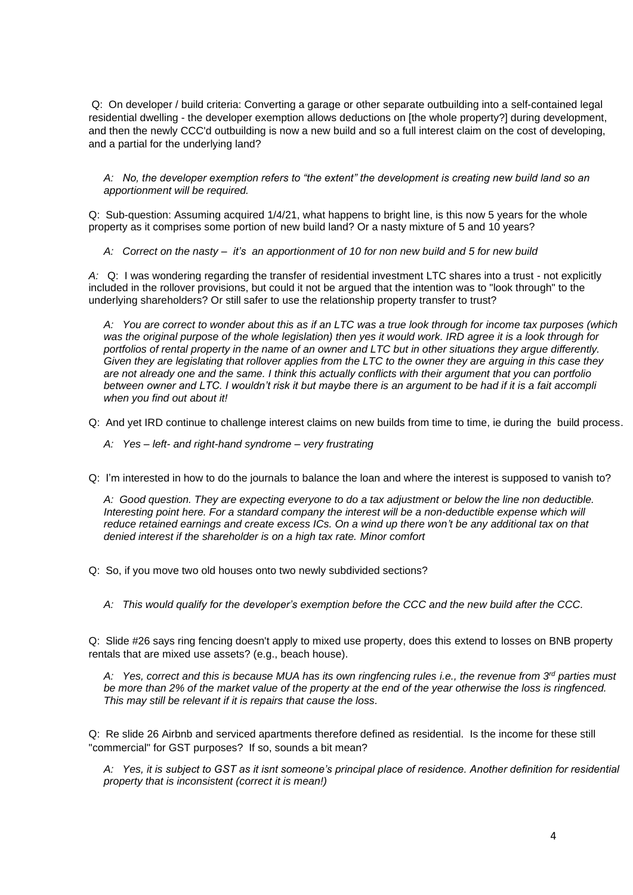Q: On developer / build criteria: Converting a garage or other separate outbuilding into a self-contained legal residential dwelling - the developer exemption allows deductions on [the whole property?] during development, and then the newly CCC'd outbuilding is now a new build and so a full interest claim on the cost of developing, and a partial for the underlying land?

*A: No, the developer exemption refers to "the extent" the development is creating new build land so an apportionment will be required.*

Q: Sub-question: Assuming acquired 1/4/21, what happens to bright line, is this now 5 years for the whole property as it comprises some portion of new build land? Or a nasty mixture of 5 and 10 years?

*A: Correct on the nasty – it's an apportionment of 10 for non new build and 5 for new build*

*A:* Q: I was wondering regarding the transfer of residential investment LTC shares into a trust - not explicitly included in the rollover provisions, but could it not be argued that the intention was to "look through" to the underlying shareholders? Or still safer to use the relationship property transfer to trust?

*A: You are correct to wonder about this as if an LTC was a true look through for income tax purposes (which was the original purpose of the whole legislation) then yes it would work. IRD agree it is a look through for portfolios of rental property in the name of an owner and LTC but in other situations they argue differently. Given they are legislating that rollover applies from the LTC to the owner they are arguing in this case they are not already one and the same. I think this actually conflicts with their argument that you can portfolio between owner and LTC. I wouldn't risk it but maybe there is an argument to be had if it is a fait accompli when you find out about it!*

Q: And yet IRD continue to challenge interest claims on new builds from time to time, ie during the build process.

*A: Yes – left- and right-hand syndrome – very frustrating*

Q: I'm interested in how to do the journals to balance the loan and where the interest is supposed to vanish to?

*A: Good question. They are expecting everyone to do a tax adjustment or below the line non deductible. Interesting point here. For a standard company the interest will be a non-deductible expense which will reduce retained earnings and create excess ICs. On a wind up there won't be any additional tax on that denied interest if the shareholder is on a high tax rate. Minor comfort*

Q: So, if you move two old houses onto two newly subdivided sections?

*A: This would qualify for the developer's exemption before the CCC and the new build after the CCC.*

Q: Slide #26 says ring fencing doesn't apply to mixed use property, does this extend to losses on BNB property rentals that are mixed use assets? (e.g., beach house).

*A: Yes, correct and this is because MUA has its own ringfencing rules i.e., the revenue from 3rd parties must be more than 2% of the market value of the property at the end of the year otherwise the loss is ringfenced. This may still be relevant if it is repairs that cause the loss.*

Q: Re slide 26 Airbnb and serviced apartments therefore defined as residential. Is the income for these still "commercial" for GST purposes? If so, sounds a bit mean?

*A: Yes, it is subject to GST as it isnt someone's principal place of residence. Another definition for residential property that is inconsistent (correct it is mean!)*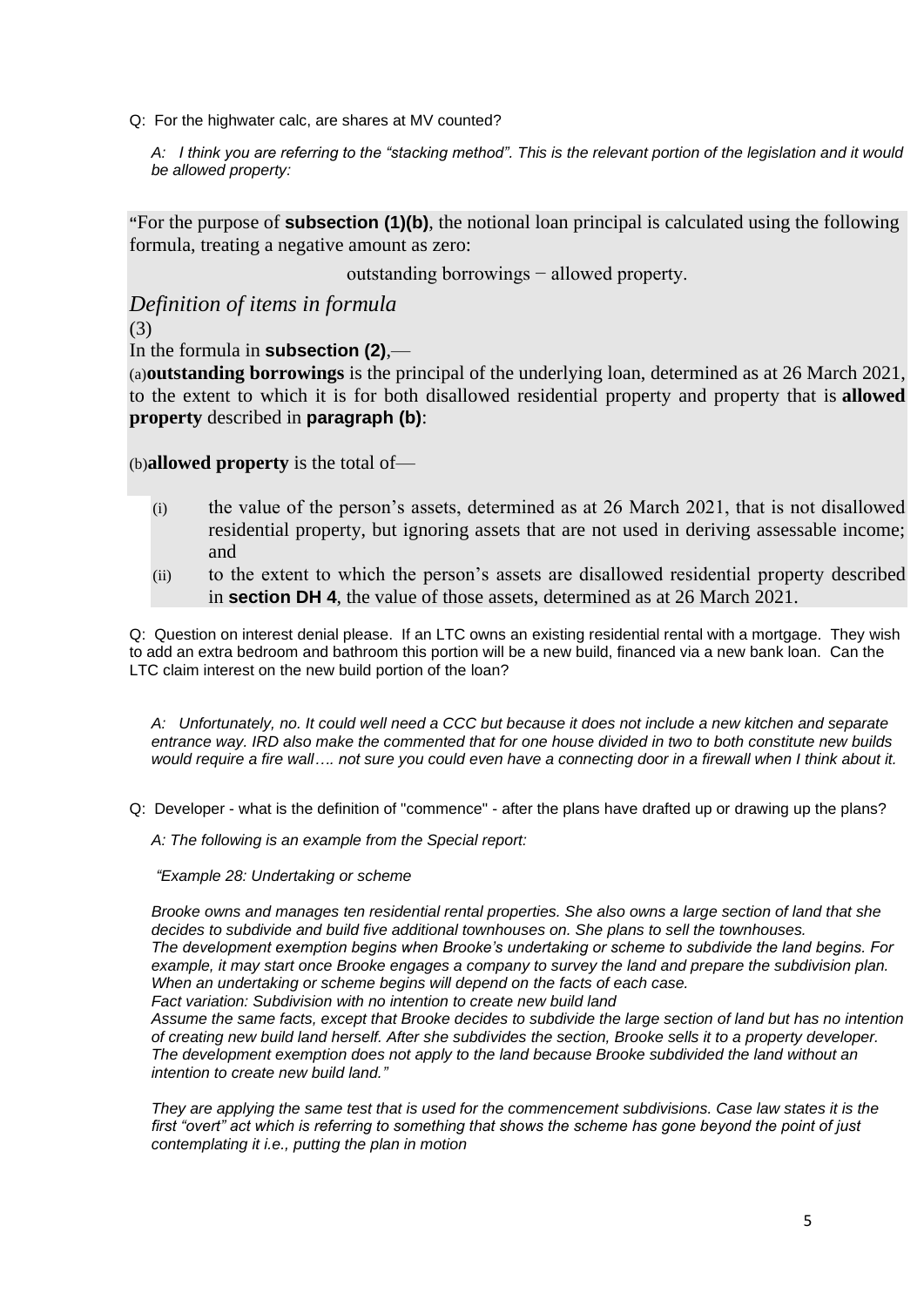Q: For the highwater calc, are shares at MV counted?

*A: I think you are referring to the "stacking method". This is the relevant portion of the legislation and it would be allowed property:*

"For the purpose of **subsection (1)(b)**, the notional loan principal is calculated using the following formula, treating a negative amount as zero:

outstanding borrowings − allowed property.

*Definition of items in formula*

(3)

In the formula in **subsection (2)**,—

(a) **outstanding borrowings** is the principal of the underlying loan, determined as at 26 March 2021, to the extent to which it is for both disallowed residential property and property that is **allowed property** described in **paragraph (b)**:

(b) **allowed property** is the total of—

(i) the value of the person's assets, determined as at 26 March 2021, that is not disallowed residential property, but ignoring assets that are not used in deriving assessable income; and

(ii) to the extent to which the person's assets are disallowed residential property described in **section DH 4**, the value of those assets, determined as at 26 March 2021.

Q: Question on interest denial please. If an LTC owns an existing residential rental with a mortgage. They wish to add an extra bedroom and bathroom this portion will be a new build, financed via a new bank loan. Can the LTC claim interest on the new build portion of the loan?

*A: Unfortunately, no. It could well need a CCC but because it does not include a new kitchen and separate entrance way. IRD also make the commented that for one house divided in two to both constitute new builds would require a fire wall…. not sure you could even have a connecting door in a firewall when I think about it.*

Q: Developer - what is the definition of "commence" - after the plans have drafted up or drawing up the plans?

*A: The following is an example from the Special report:*

*"Example 28: Undertaking or scheme*

*Brooke owns and manages ten residential rental properties. She also owns a large section of land that she decides to subdivide and build five additional townhouses on. She plans to sell the townhouses.*
*The development exemption begins when Brooke's undertaking or scheme to subdivide the land begins. For example, it may start once Brooke engages a company to survey the land and prepare the subdivision plan. When an undertaking or scheme begins will depend on the facts of each case.*
*Fact variation: Subdivision with no intention to create new build land*
*Assume the same facts, except that Brooke decides to subdivide the large section of land but has no intention of creating new build land herself. After she subdivides the section, Brooke sells it to a property developer. The development exemption does not apply to the land because Brooke subdivided the land without an intention to create new build land."*

*They are applying the same test that is used for the commencement subdivisions. Case law states it is the first "overt" act which is referring to something that shows the scheme has gone beyond the point of just contemplating it i.e., putting the plan in motion*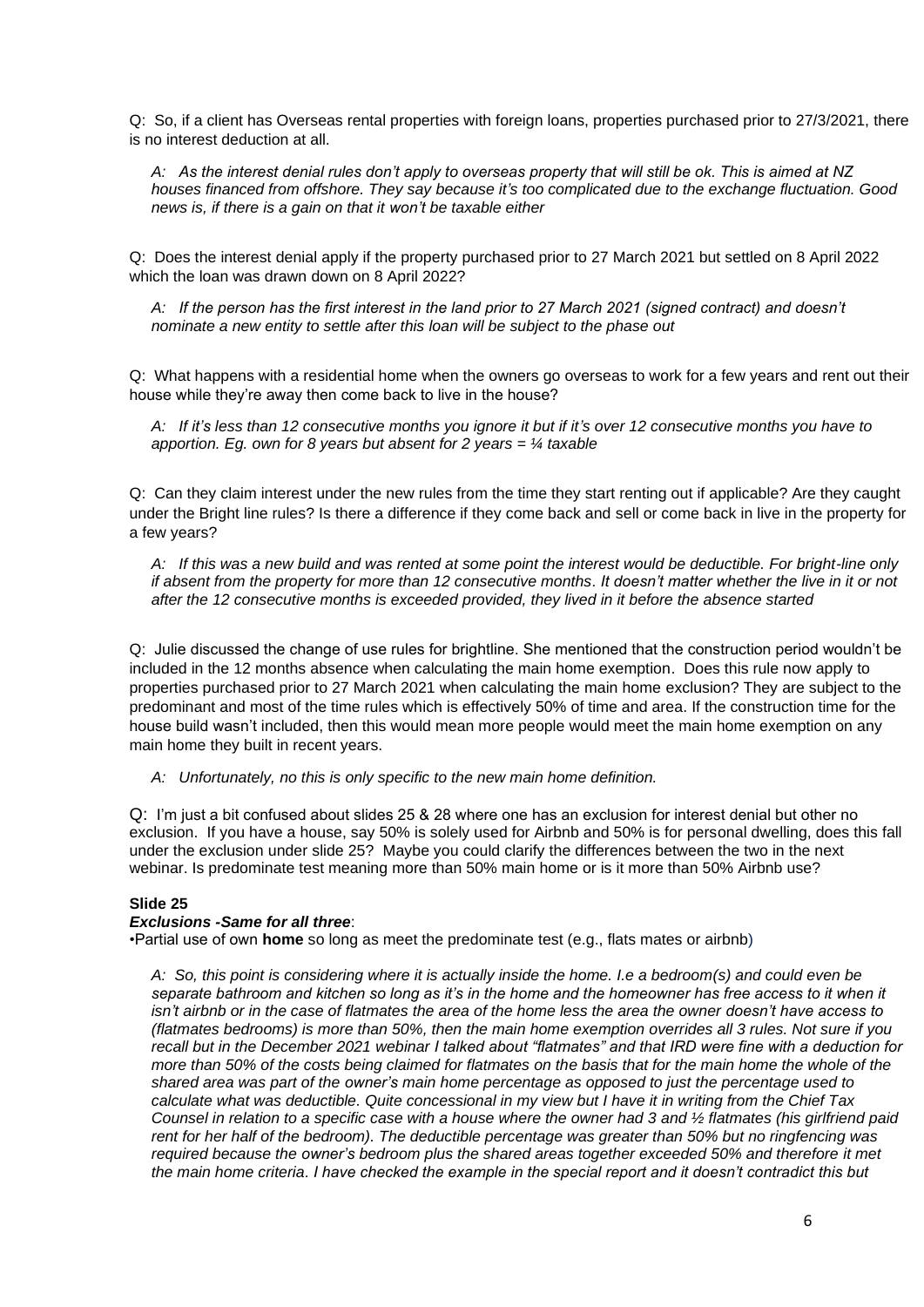Q: So, if a client has Overseas rental properties with foreign loans, properties purchased prior to 27/3/2021, there is no interest deduction at all.

*A: As the interest denial rules don't apply to overseas property that will still be ok. This is aimed at NZ houses financed from offshore. They say because it's too complicated due to the exchange fluctuation. Good news is, if there is a gain on that it won't be taxable either*

Q: Does the interest denial apply if the property purchased prior to 27 March 2021 but settled on 8 April 2022 which the loan was drawn down on 8 April 2022?

*A: If the person has the first interest in the land prior to 27 March 2021 (signed contract) and doesn't nominate a new entity to settle after this loan will be subject to the phase out*

Q: What happens with a residential home when the owners go overseas to work for a few years and rent out their house while they're away then come back to live in the house?

*A: If it's less than 12 consecutive months you ignore it but if it's over 12 consecutive months you have to apportion. Eg. own for 8 years but absent for 2 years = ¼ taxable*

Q: Can they claim interest under the new rules from the time they start renting out if applicable? Are they caught under the Bright line rules? Is there a difference if they come back and sell or come back in live in the property for a few years?

*A: If this was a new build and was rented at some point the interest would be deductible. For bright-line only if absent from the property for more than 12 consecutive months. It doesn't matter whether the live in it or not after the 12 consecutive months is exceeded provided, they lived in it before the absence started*

Q: Julie discussed the change of use rules for brightline. She mentioned that the construction period wouldn't be included in the 12 months absence when calculating the main home exemption. Does this rule now apply to properties purchased prior to 27 March 2021 when calculating the main home exclusion? They are subject to the predominant and most of the time rules which is effectively 50% of time and area. If the construction time for the house build wasn't included, then this would mean more people would meet the main home exemption on any main home they built in recent years.

*A: Unfortunately, no this is only specific to the new main home definition.*

Q: I'm just a bit confused about slides 25 & 28 where one has an exclusion for interest denial but other no exclusion. If you have a house, say 50% is solely used for Airbnb and 50% is for personal dwelling, does this fall under the exclusion under slide 25? Maybe you could clarify the differences between the two in the next webinar. Is predominate test meaning more than 50% main home or is it more than 50% Airbnb use?

**Slide 25**

***Exclusions -Same for all three***:

•Partial use of own **home** so long as meet the predominate test (e.g., flats mates or airbnb)

*A: So, this point is considering where it is actually inside the home. I.e a bedroom(s) and could even be separate bathroom and kitchen so long as it's in the home and the homeowner has free access to it when it isn't airbnb or in the case of flatmates the area of the home less the area the owner doesn't have access to (flatmates bedrooms) is more than 50%, then the main home exemption overrides all 3 rules. Not sure if you recall but in the December 2021 webinar I talked about "flatmates" and that IRD were fine with a deduction for more than 50% of the costs being claimed for flatmates on the basis that for the main home the whole of the shared area was part of the owner's main home percentage as opposed to just the percentage used to calculate what was deductible. Quite concessional in my view but I have it in writing from the Chief Tax Counsel in relation to a specific case with a house where the owner had 3 and ½ flatmates (his girlfriend paid rent for her half of the bedroom). The deductible percentage was greater than 50% but no ringfencing was required because the owner's bedroom plus the shared areas together exceeded 50% and therefore it met the main home criteria. I have checked the example in the special report and it doesn't contradict this but*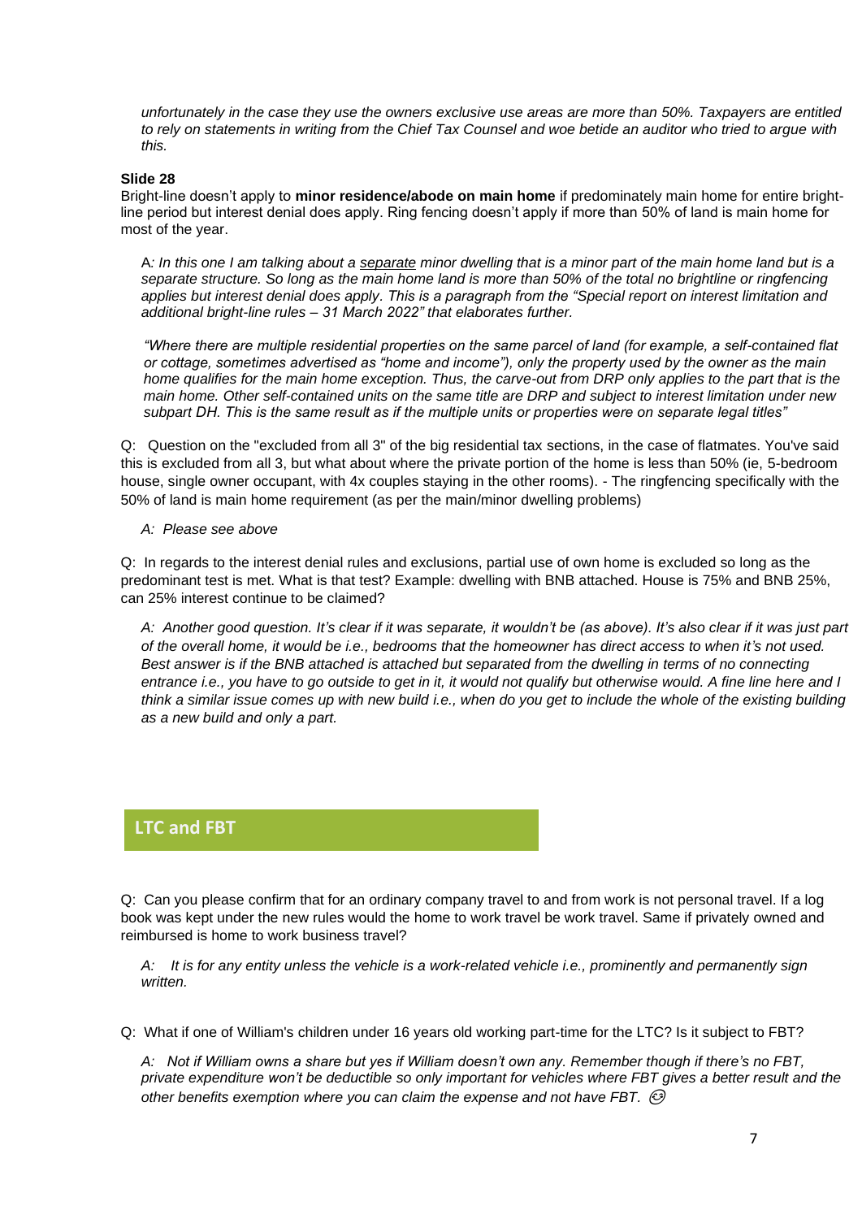*unfortunately in the case they use the owners exclusive use areas are more than 50%. Taxpayers are entitled to rely on statements in writing from the Chief Tax Counsel and woe betide an auditor who tried to argue with this.*

**Slide 28**

Bright-line doesn't apply to **minor residence/abode on main home** if predominately main home for entire bright-line period but interest denial does apply. Ring fencing doesn't apply if more than 50% of land is main home for most of the year.

> A*: In this one I am talking about a* <u>*separate*</u> *minor dwelling that is a minor part of the main home land but is a separate structure. So long as the main home land is more than 50% of the total no brightline or ringfencing applies but interest denial does apply. This is a paragraph from the "Special report on interest limitation and additional bright-line rules – 31 March 2022" that elaborates further.*
>
> *"Where there are multiple residential properties on the same parcel of land (for example, a self-contained flat or cottage, sometimes advertised as "home and income"), only the property used by the owner as the main home qualifies for the main home exception. Thus, the carve-out from DRP only applies to the part that is the main home. Other self-contained units on the same title are DRP and subject to interest limitation under new subpart DH. This is the same result as if the multiple units or properties were on separate legal titles"*

Q: Question on the "excluded from all 3" of the big residential tax sections, in the case of flatmates. You've said this is excluded from all 3, but what about where the private portion of the home is less than 50% (ie, 5-bedroom house, single owner occupant, with 4x couples staying in the other rooms). - The ringfencing specifically with the 50% of land is main home requirement (as per the main/minor dwelling problems)

> *A: Please see above*

Q: In regards to the interest denial rules and exclusions, partial use of own home is excluded so long as the predominant test is met. What is that test? Example: dwelling with BNB attached. House is 75% and BNB 25%, can 25% interest continue to be claimed?

> *A: Another good question. It's clear if it was separate, it wouldn't be (as above). It's also clear if it was just part of the overall home, it would be i.e., bedrooms that the homeowner has direct access to when it's not used. Best answer is if the BNB attached is attached but separated from the dwelling in terms of no connecting entrance i.e., you have to go outside to get in it, it would not qualify but otherwise would. A fine line here and I think a similar issue comes up with new build i.e., when do you get to include the whole of the existing building as a new build and only a part.*

## LTC and FBT

Q: Can you please confirm that for an ordinary company travel to and from work is not personal travel. If a log book was kept under the new rules would the home to work travel be work travel. Same if privately owned and reimbursed is home to work business travel?

> *A: It is for any entity unless the vehicle is a work-related vehicle i.e., prominently and permanently sign written.*

Q: What if one of William's children under 16 years old working part-time for the LTC? Is it subject to FBT?

> *A: Not if William owns a share but yes if William doesn't own any. Remember though if there's no FBT, private expenditure won't be deductible so only important for vehicles where FBT gives a better result and the other benefits exemption where you can claim the expense and not have FBT.* 😉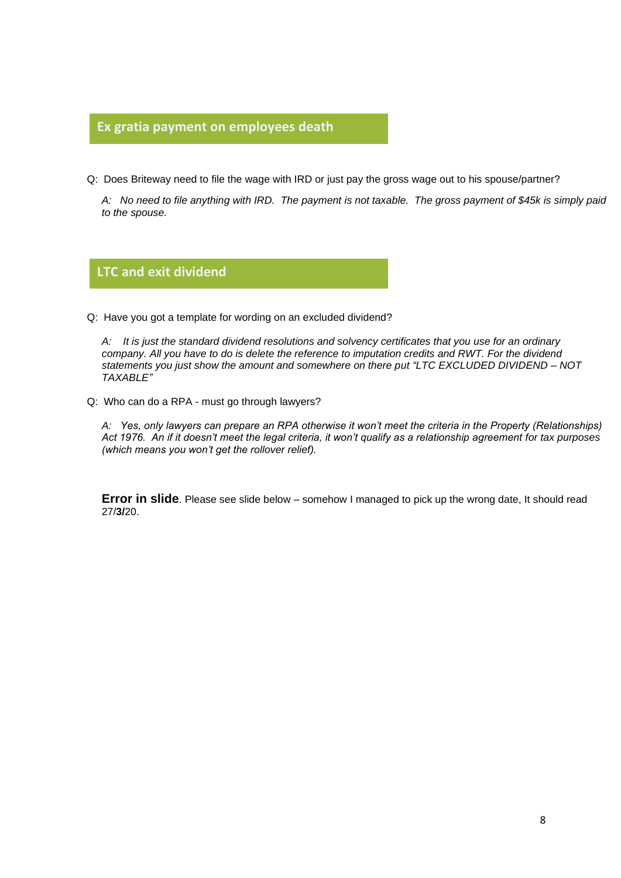## Ex gratia payment on employees death

Q: Does Briteway need to file the wage with IRD or just pay the gross wage out to his spouse/partner?

*A: No need to file anything with IRD. The payment is not taxable. The gross payment of $45k is simply paid to the spouse.*

## LTC and exit dividend

Q: Have you got a template for wording on an excluded dividend?

*A: It is just the standard dividend resolutions and solvency certificates that you use for an ordinary company. All you have to do is delete the reference to imputation credits and RWT. For the dividend statements you just show the amount and somewhere on there put "LTC EXCLUDED DIVIDEND – NOT TAXABLE"*

Q: Who can do a RPA - must go through lawyers?

*A: Yes, only lawyers can prepare an RPA otherwise it won't meet the criteria in the Property (Relationships) Act 1976. An if it doesn't meet the legal criteria, it won't qualify as a relationship agreement for tax purposes (which means you won't get the rollover relief).*

**Error in slide**. Please see slide below – somehow I managed to pick up the wrong date, It should read 27/**3/**20.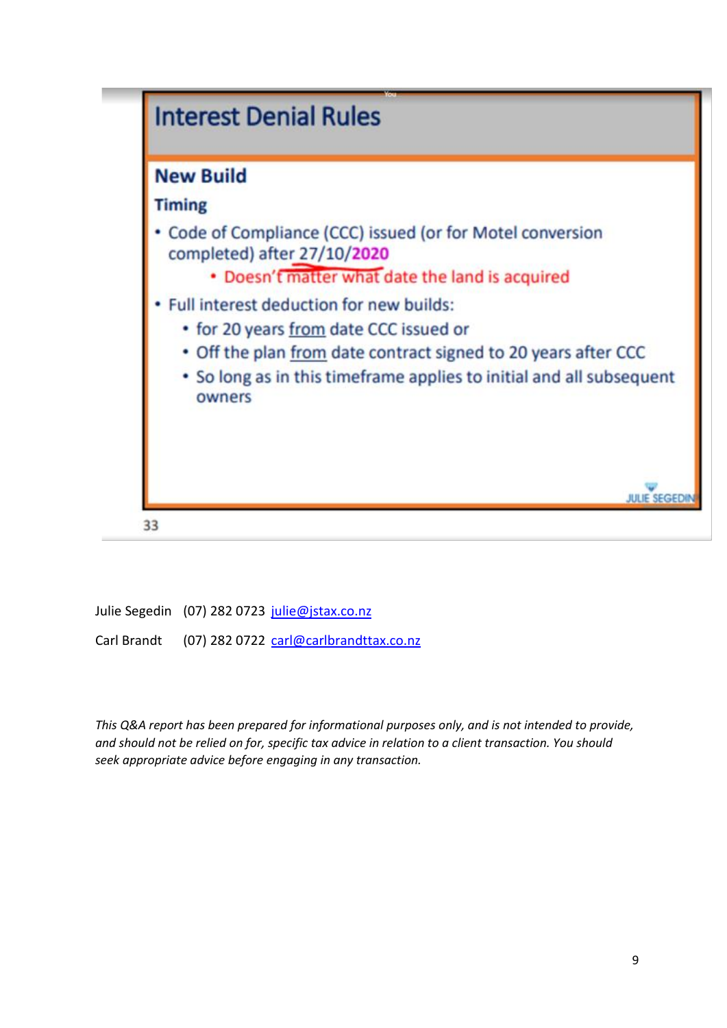## Interest Denial Rules

### New Build

**Timing**

- Code of Compliance (CCC) issued (or for Motel conversion completed) after 27/10/2020
  - Doesn't matter what date the land is acquired
- Full interest deduction for new builds:
  - for 20 years from date CCC issued or
  - Off the plan from date contract signed to 20 years after CCC
  - So long as in this timeframe applies to initial and all subsequent owners

JULIE SEGEDIN

33

Julie Segedin (07) 282 0723 julie@jstax.co.nz

Carl Brandt (07) 282 0722 carl@carlbrandttax.co.nz

*This Q&A report has been prepared for informational purposes only, and is not intended to provide, and should not be relied on for, specific tax advice in relation to a client transaction. You should seek appropriate advice before engaging in any transaction.*